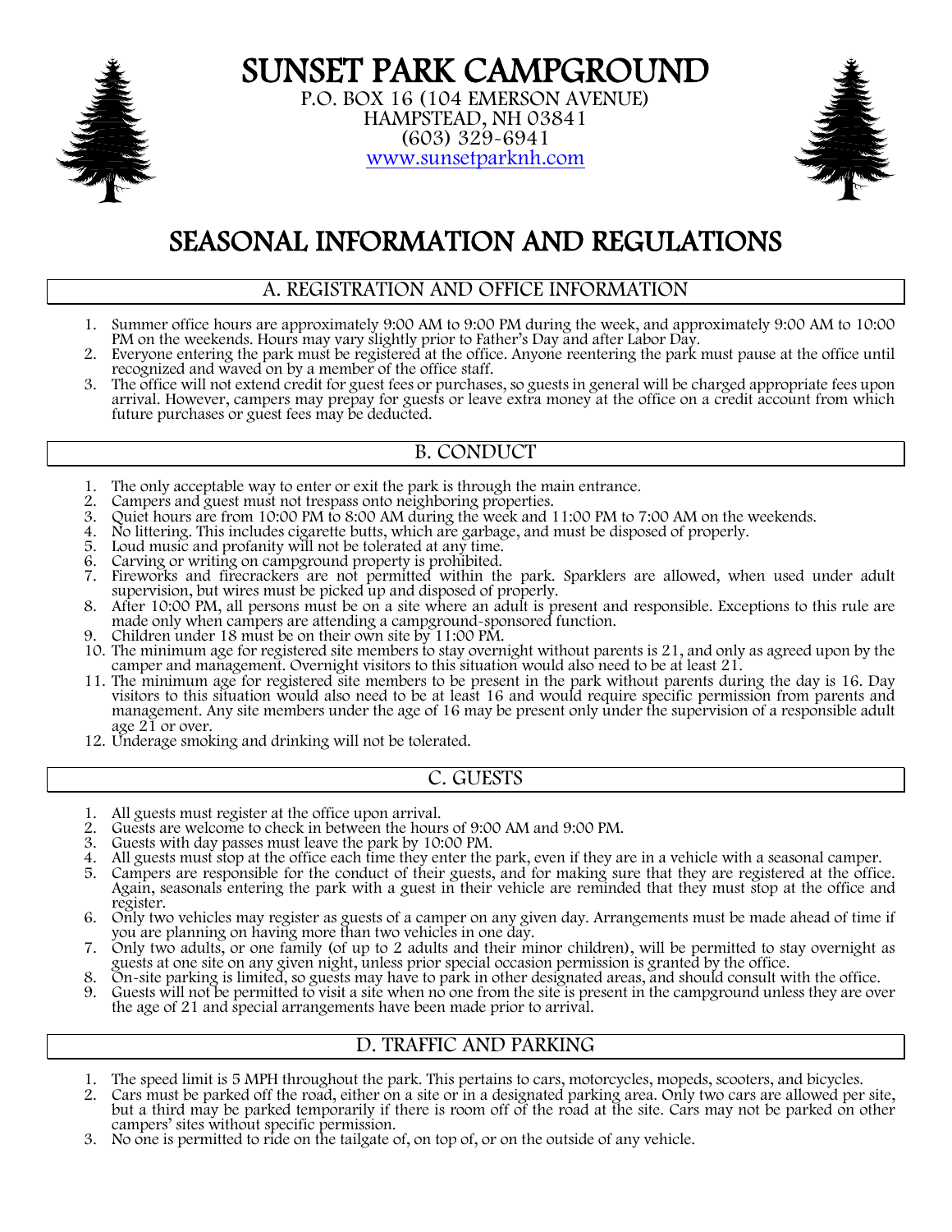# SUNSET PARK CAMPGROUND

P.O. BOX 16 (104 EMERSON AVENUE)
HAMPSTEAD, NH 03841
(603) 329-6941
www.sunsetparknh.com

# SEASONAL INFORMATION AND REGULATIONS

## A. REGISTRATION AND OFFICE INFORMATION

1. Summer office hours are approximately 9:00 AM to 9:00 PM during the week, and approximately 9:00 AM to 10:00 PM on the weekends. Hours may vary slightly prior to Father's Day and after Labor Day.
2. Everyone entering the park must be registered at the office. Anyone reentering the park must pause at the office until recognized and waved on by a member of the office staff.
3. The office will not extend credit for guest fees or purchases, so guests in general will be charged appropriate fees upon arrival. However, campers may prepay for guests or leave extra money at the office on a credit account from which future purchases or guest fees may be deducted.

## B. CONDUCT

1. The only acceptable way to enter or exit the park is through the main entrance.
2. Campers and guest must not trespass onto neighboring properties.
3. Quiet hours are from 10:00 PM to 8:00 AM during the week and 11:00 PM to 7:00 AM on the weekends.
4. No littering. This includes cigarette butts, which are garbage, and must be disposed of properly.
5. Loud music and profanity will not be tolerated at any time.
6. Carving or writing on campground property is prohibited.
7. Fireworks and firecrackers are not permitted within the park. Sparklers are allowed, when used under adult supervision, but wires must be picked up and disposed of properly.
8. After 10:00 PM, all persons must be on a site where an adult is present and responsible. Exceptions to this rule are made only when campers are attending a campground-sponsored function.
9. Children under 18 must be on their own site by 11:00 PM.
10. The minimum age for registered site members to stay overnight without parents is 21, and only as agreed upon by the camper and management. Overnight visitors to this situation would also need to be at least 21.
11. The minimum age for registered site members to be present in the park without parents during the day is 16. Day visitors to this situation would also need to be at least 16 and would require specific permission from parents and management. Any site members under the age of 16 may be present only under the supervision of a responsible adult age 21 or over.
12. Underage smoking and drinking will not be tolerated.

## C. GUESTS

1. All guests must register at the office upon arrival.
2. Guests are welcome to check in between the hours of 9:00 AM and 9:00 PM.
3. Guests with day passes must leave the park by 10:00 PM.
4. All guests must stop at the office each time they enter the park, even if they are in a vehicle with a seasonal camper.
5. Campers are responsible for the conduct of their guests, and for making sure that they are registered at the office. Again, seasonals entering the park with a guest in their vehicle are reminded that they must stop at the office and register.
6. Only two vehicles may register as guests of a camper on any given day. Arrangements must be made ahead of time if you are planning on having more than two vehicles in one day.
7. Only two adults, or one family (of up to 2 adults and their minor children), will be permitted to stay overnight as guests at one site on any given night, unless prior special occasion permission is granted by the office.
8. On-site parking is limited, so guests may have to park in other designated areas, and should consult with the office.
9. Guests will not be permitted to visit a site when no one from the site is present in the campground unless they are over the age of 21 and special arrangements have been made prior to arrival.

## D. TRAFFIC AND PARKING

1. The speed limit is 5 MPH throughout the park. This pertains to cars, motorcycles, mopeds, scooters, and bicycles.
2. Cars must be parked off the road, either on a site or in a designated parking area. Only two cars are allowed per site, but a third may be parked temporarily if there is room off of the road at the site. Cars may not be parked on other campers' sites without specific permission.
3. No one is permitted to ride on the tailgate of, on top of, or on the outside of any vehicle.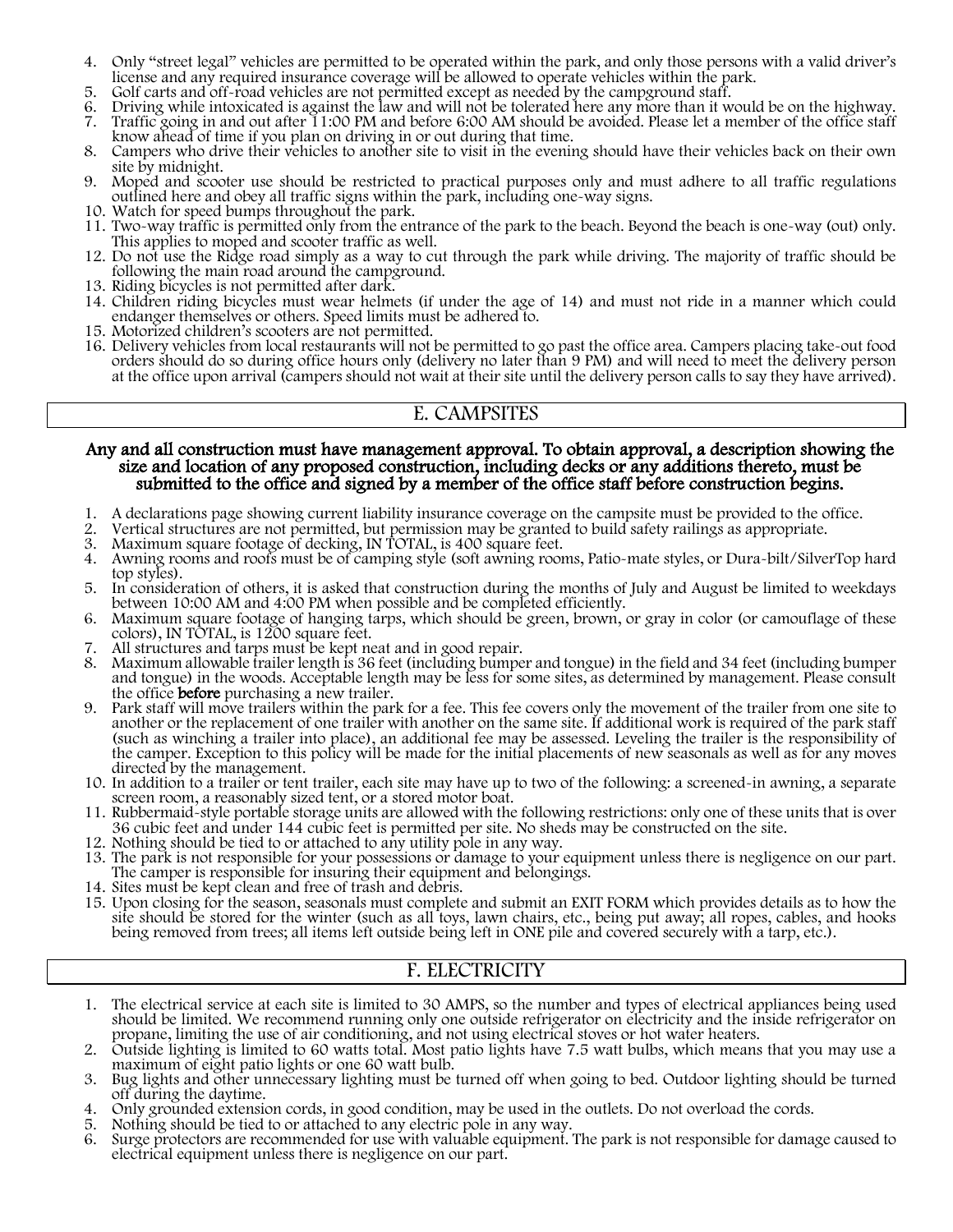4. Only "street legal" vehicles are permitted to be operated within the park, and only those persons with a valid driver's license and any required insurance coverage will be allowed to operate vehicles within the park.
5. Golf carts and off-road vehicles are not permitted except as needed by the campground staff.
6. Driving while intoxicated is against the law and will not be tolerated here any more than it would be on the highway.
7. Traffic going in and out after 11:00 PM and before 6:00 AM should be avoided. Please let a member of the office staff know ahead of time if you plan on driving in or out during that time.
8. Campers who drive their vehicles to another site to visit in the evening should have their vehicles back on their own site by midnight.
9. Moped and scooter use should be restricted to practical purposes only and must adhere to all traffic regulations outlined here and obey all traffic signs within the park, including one-way signs.
10. Watch for speed bumps throughout the park.
11. Two-way traffic is permitted only from the entrance of the park to the beach. Beyond the beach is one-way (out) only. This applies to moped and scooter traffic as well.
12. Do not use the Ridge road simply as a way to cut through the park while driving. The majority of traffic should be following the main road around the campground.
13. Riding bicycles is not permitted after dark.
14. Children riding bicycles must wear helmets (if under the age of 14) and must not ride in a manner which could endanger themselves or others. Speed limits must be adhered to.
15. Motorized children's scooters are not permitted.
16. Delivery vehicles from local restaurants will not be permitted to go past the office area. Campers placing take-out food orders should do so during office hours only (delivery no later than 9 PM) and will need to meet the delivery person at the office upon arrival (campers should not wait at their site until the delivery person calls to say they have arrived).

## E. CAMPSITES

**Any and all construction must have management approval. To obtain approval, a description showing the size and location of any proposed construction, including decks or any additions thereto, must be submitted to the office and signed by a member of the office staff before construction begins.**

1. A declarations page showing current liability insurance coverage on the campsite must be provided to the office.
2. Vertical structures are not permitted, but permission may be granted to build safety railings as appropriate.
3. Maximum square footage of decking, IN TOTAL, is 400 square feet.
4. Awning rooms and roofs must be of camping style (soft awning rooms, Patio-mate styles, or Dura-bilt/SilverTop hard top styles).
5. In consideration of others, it is asked that construction during the months of July and August be limited to weekdays between 10:00 AM and 4:00 PM when possible and be completed efficiently.
6. Maximum square footage of hanging tarps, which should be green, brown, or gray in color (or camouflage of these colors), IN TOTAL, is 1200 square feet.
7. All structures and tarps must be kept neat and in good repair.
8. Maximum allowable trailer length is 36 feet (including bumper and tongue) in the field and 34 feet (including bumper and tongue) in the woods. Acceptable length may be less for some sites, as determined by management. Please consult the office **before** purchasing a new trailer.
9. Park staff will move trailers within the park for a fee. This fee covers only the movement of the trailer from one site to another or the replacement of one trailer with another on the same site. If additional work is required of the park staff (such as winching a trailer into place), an additional fee may be assessed. Leveling the trailer is the responsibility of the camper. Exception to this policy will be made for the initial placements of new seasonals as well as for any moves directed by the management.
10. In addition to a trailer or tent trailer, each site may have up to two of the following: a screened-in awning, a separate screen room, a reasonably sized tent, or a stored motor boat.
11. Rubbermaid-style portable storage units are allowed with the following restrictions: only one of these units that is over 36 cubic feet and under 144 cubic feet is permitted per site. No sheds may be constructed on the site.
12. Nothing should be tied to or attached to any utility pole in any way.
13. The park is not responsible for your possessions or damage to your equipment unless there is negligence on our part. The camper is responsible for insuring their equipment and belongings.
14. Sites must be kept clean and free of trash and debris.
15. Upon closing for the season, seasonals must complete and submit an EXIT FORM which provides details as to how the site should be stored for the winter (such as all toys, lawn chairs, etc., being put away; all ropes, cables, and hooks being removed from trees; all items left outside being left in ONE pile and covered securely with a tarp, etc.).

## F. ELECTRICITY

1. The electrical service at each site is limited to 30 AMPS, so the number and types of electrical appliances being used should be limited. We recommend running only one outside refrigerator on electricity and the inside refrigerator on propane, limiting the use of air conditioning, and not using electrical stoves or hot water heaters.
2. Outside lighting is limited to 60 watts total. Most patio lights have 7.5 watt bulbs, which means that you may use a maximum of eight patio lights or one 60 watt bulb.
3. Bug lights and other unnecessary lighting must be turned off when going to bed. Outdoor lighting should be turned off during the daytime.
4. Only grounded extension cords, in good condition, may be used in the outlets. Do not overload the cords.
5. Nothing should be tied to or attached to any electric pole in any way.
6. Surge protectors are recommended for use with valuable equipment. The park is not responsible for damage caused to electrical equipment unless there is negligence on our part.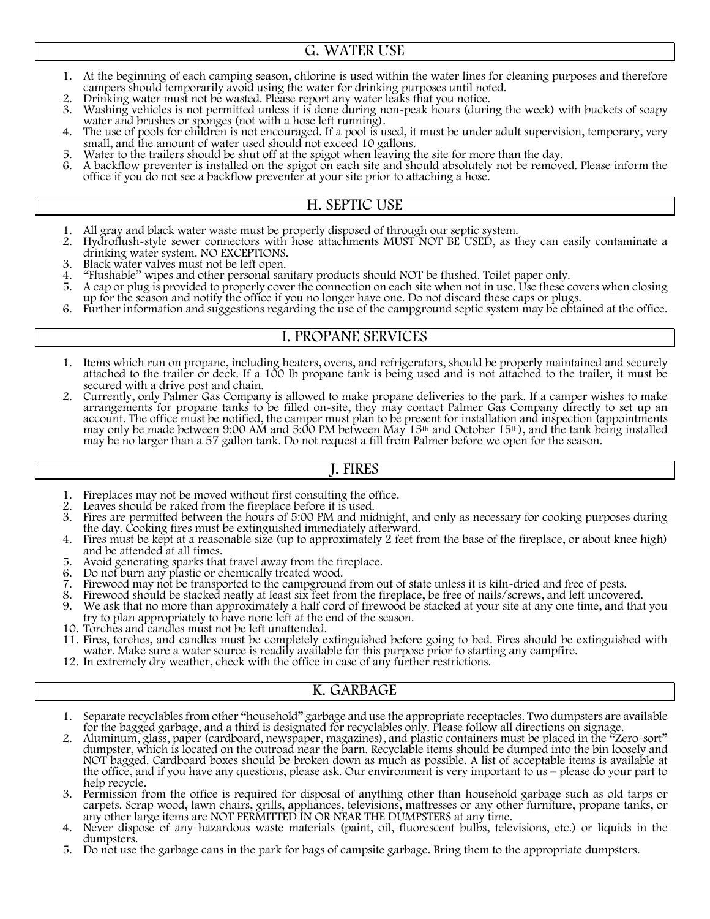## G. WATER USE

1. At the beginning of each camping season, chlorine is used within the water lines for cleaning purposes and therefore campers should temporarily avoid using the water for drinking purposes until noted.
2. Drinking water must not be wasted. Please report any water leaks that you notice.
3. Washing vehicles is not permitted unless it is done during non-peak hours (during the week) with buckets of soapy water and brushes or sponges (not with a hose left running).
4. The use of pools for children is not encouraged. If a pool is used, it must be under adult supervision, temporary, very small, and the amount of water used should not exceed 10 gallons.
5. Water to the trailers should be shut off at the spigot when leaving the site for more than the day.
6. A backflow preventer is installed on the spigot on each site and should absolutely not be removed. Please inform the office if you do not see a backflow preventer at your site prior to attaching a hose.

## H. SEPTIC USE

1. All gray and black water waste must be properly disposed of through our septic system.
2. Hydroflush-style sewer connectors with hose attachments MUST NOT BE USED, as they can easily contaminate a drinking water system. NO EXCEPTIONS.
3. Black water valves must not be left open.
4. "Flushable" wipes and other personal sanitary products should NOT be flushed. Toilet paper only.
5. A cap or plug is provided to properly cover the connection on each site when not in use. Use these covers when closing up for the season and notify the office if you no longer have one. Do not discard these caps or plugs.
6. Further information and suggestions regarding the use of the campground septic system may be obtained at the office.

## I. PROPANE SERVICES

1. Items which run on propane, including heaters, ovens, and refrigerators, should be properly maintained and securely attached to the trailer or deck. If a 100 lb propane tank is being used and is not attached to the trailer, it must be secured with a drive post and chain.
2. Currently, only Palmer Gas Company is allowed to make propane deliveries to the park. If a camper wishes to make arrangements for propane tanks to be filled on-site, they may contact Palmer Gas Company directly to set up an account. The office must be notified, the camper must plan to be present for installation and inspection (appointments may only be made between 9:00 AM and 5:00 PM between May 15th and October 15th), and the tank being installed may be no larger than a 57 gallon tank. Do not request a fill from Palmer before we open for the season.

## J. FIRES

1. Fireplaces may not be moved without first consulting the office.
2. Leaves should be raked from the fireplace before it is used.
3. Fires are permitted between the hours of 5:00 PM and midnight, and only as necessary for cooking purposes during the day. Cooking fires must be extinguished immediately afterward.
4. Fires must be kept at a reasonable size (up to approximately 2 feet from the base of the fireplace, or about knee high) and be attended at all times.
5. Avoid generating sparks that travel away from the fireplace.
6. Do not burn any plastic or chemically treated wood.
7. Firewood may not be transported to the campground from out of state unless it is kiln-dried and free of pests.
8. Firewood should be stacked neatly at least six feet from the fireplace, be free of nails/screws, and left uncovered.
9. We ask that no more than approximately a half cord of firewood be stacked at your site at any one time, and that you try to plan appropriately to have none left at the end of the season.
10. Torches and candles must not be left unattended.
11. Fires, torches, and candles must be completely extinguished before going to bed. Fires should be extinguished with water. Make sure a water source is readily available for this purpose prior to starting any campfire.
12. In extremely dry weather, check with the office in case of any further restrictions.

## K. GARBAGE

1. Separate recyclables from other "household" garbage and use the appropriate receptacles. Two dumpsters are available for the bagged garbage, and a third is designated for recyclables only. Please follow all directions on signage.
2. Aluminum, glass, paper (cardboard, newspaper, magazines), and plastic containers must be placed in the "Zero-sort" dumpster, which is located on the outroad near the barn. Recyclable items should be dumped into the bin loosely and NOT bagged. Cardboard boxes should be broken down as much as possible. A list of acceptable items is available at the office, and if you have any questions, please ask. Our environment is very important to us – please do your part to help recycle.
3. Permission from the office is required for disposal of anything other than household garbage such as old tarps or carpets. Scrap wood, lawn chairs, grills, appliances, televisions, mattresses or any other furniture, propane tanks, or any other large items are NOT PERMITTED IN OR NEAR THE DUMPSTERS at any time.
4. Never dispose of any hazardous waste materials (paint, oil, fluorescent bulbs, televisions, etc.) or liquids in the dumpsters.
5. Do not use the garbage cans in the park for bags of campsite garbage. Bring them to the appropriate dumpsters.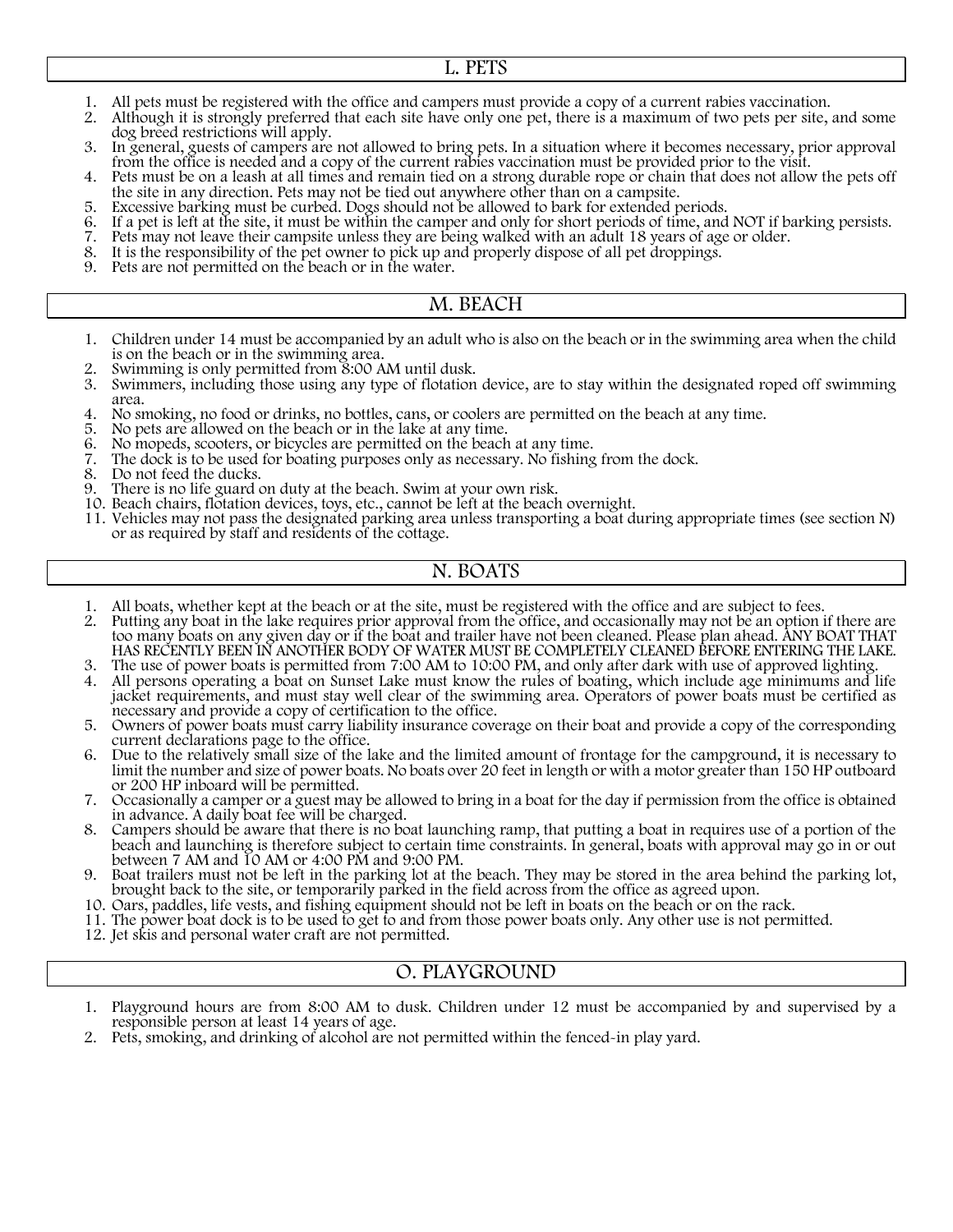## L. PETS

1. All pets must be registered with the office and campers must provide a copy of a current rabies vaccination.
2. Although it is strongly preferred that each site have only one pet, there is a maximum of two pets per site, and some dog breed restrictions will apply.
3. In general, guests of campers are not allowed to bring pets. In a situation where it becomes necessary, prior approval from the office is needed and a copy of the current rabies vaccination must be provided prior to the visit.
4. Pets must be on a leash at all times and remain tied on a strong durable rope or chain that does not allow the pets off the site in any direction. Pets may not be tied out anywhere other than on a campsite.
5. Excessive barking must be curbed. Dogs should not be allowed to bark for extended periods.
6. If a pet is left at the site, it must be within the camper and only for short periods of time, and NOT if barking persists.
7. Pets may not leave their campsite unless they are being walked with an adult 18 years of age or older.
8. It is the responsibility of the pet owner to pick up and properly dispose of all pet droppings.
9. Pets are not permitted on the beach or in the water.

## M. BEACH

1. Children under 14 must be accompanied by an adult who is also on the beach or in the swimming area when the child is on the beach or in the swimming area.
2. Swimming is only permitted from 8:00 AM until dusk.
3. Swimmers, including those using any type of flotation device, are to stay within the designated roped off swimming area.
4. No smoking, no food or drinks, no bottles, cans, or coolers are permitted on the beach at any time.
5. No pets are allowed on the beach or in the lake at any time.
6. No mopeds, scooters, or bicycles are permitted on the beach at any time.
7. The dock is to be used for boating purposes only as necessary. No fishing from the dock.
8. Do not feed the ducks.
9. There is no life guard on duty at the beach. Swim at your own risk.
10. Beach chairs, flotation devices, toys, etc., cannot be left at the beach overnight.
11. Vehicles may not pass the designated parking area unless transporting a boat during appropriate times (see section N) or as required by staff and residents of the cottage.

## N. BOATS

1. All boats, whether kept at the beach or at the site, must be registered with the office and are subject to fees.
2. Putting any boat in the lake requires prior approval from the office, and occasionally may not be an option if there are too many boats on any given day or if the boat and trailer have not been cleaned. Please plan ahead. ANY BOAT THAT HAS RECENTLY BEEN IN ANOTHER BODY OF WATER MUST BE COMPLETELY CLEANED BEFORE ENTERING THE LAKE.
3. The use of power boats is permitted from 7:00 AM to 10:00 PM, and only after dark with use of approved lighting.
4. All persons operating a boat on Sunset Lake must know the rules of boating, which include age minimums and life jacket requirements, and must stay well clear of the swimming area. Operators of power boats must be certified as necessary and provide a copy of certification to the office.
5. Owners of power boats must carry liability insurance coverage on their boat and provide a copy of the corresponding current declarations page to the office.
6. Due to the relatively small size of the lake and the limited amount of frontage for the campground, it is necessary to limit the number and size of power boats. No boats over 20 feet in length or with a motor greater than 150 HP outboard or 200 HP inboard will be permitted.
7. Occasionally a camper or a guest may be allowed to bring in a boat for the day if permission from the office is obtained in advance. A daily boat fee will be charged.
8. Campers should be aware that there is no boat launching ramp, that putting a boat in requires use of a portion of the beach and launching is therefore subject to certain time constraints. In general, boats with approval may go in or out between 7 AM and 10 AM or 4:00 PM and 9:00 PM.
9. Boat trailers must not be left in the parking lot at the beach. They may be stored in the area behind the parking lot, brought back to the site, or temporarily parked in the field across from the office as agreed upon.
10. Oars, paddles, life vests, and fishing equipment should not be left in boats on the beach or on the rack.
11. The power boat dock is to be used to get to and from those power boats only. Any other use is not permitted.
12. Jet skis and personal water craft are not permitted.

## O. PLAYGROUND

1. Playground hours are from 8:00 AM to dusk. Children under 12 must be accompanied by and supervised by a responsible person at least 14 years of age.
2. Pets, smoking, and drinking of alcohol are not permitted within the fenced-in play yard.